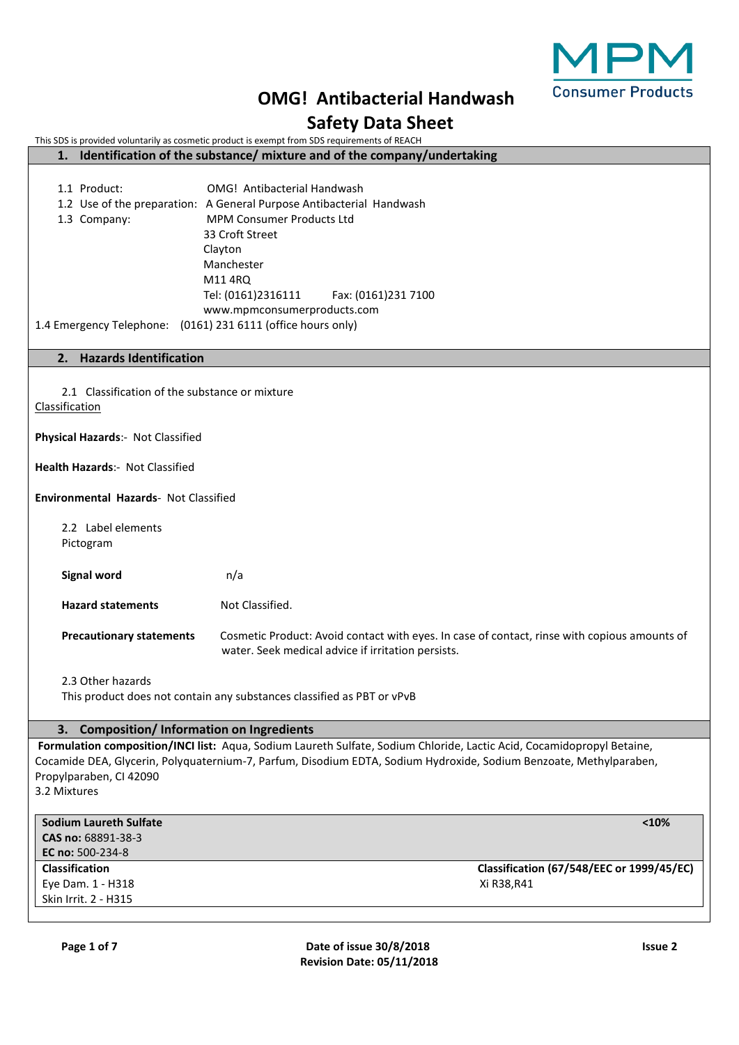# OMG! Antibacterial Handwash

# Safety Data Sheet

This SDS is provided voluntarily as cosmetic product is exempt from SDS requirements of REACH

## 1. Identification of the substance/ mixture and of the company/undertaking

1.1 Product: OMG! Antibacterial Handwash

1.2 Use of the preparation: A General Purpose Antibacterial Handwash

1.3 Company: MPM Consumer Products Ltd
33 Croft Street
Clayton
Manchester
M11 4RQ
Tel: (0161)2316111 Fax: (0161)231 7100
www.mpmconsumerproducts.com

1.4 Emergency Telephone: (0161) 231 6111 (office hours only)

## 2. Hazards Identification

2.1 Classification of the substance or mixture

Classification

**Physical Hazards**:- Not Classified

**Health Hazards**:- Not Classified

**Environmental Hazards**- Not Classified

2.2 Label elements

Pictogram

**Signal word** n/a

**Hazard statements** Not Classified.

**Precautionary statements** Cosmetic Product: Avoid contact with eyes. In case of contact, rinse with copious amounts of water. Seek medical advice if irritation persists.

2.3 Other hazards

This product does not contain any substances classified as PBT or vPvB

## 3. Composition/ Information on Ingredients

**Formulation composition/INCI list:** Aqua, Sodium Laureth Sulfate, Sodium Chloride, Lactic Acid, Cocamidopropyl Betaine, Cocamide DEA, Glycerin, Polyquaternium-7, Parfum, Disodium EDTA, Sodium Hydroxide, Sodium Benzoate, Methylparaben, Propylparaben, CI 42090

3.2 Mixtures

| **Sodium Laureth Sulfate**<br>**CAS no:** 68891-38-3<br>**EC no:** 500-234-8 | **<10%** |
|---|---|
| **Classification**<br>Eye Dam. 1 - H318<br>Skin Irrit. 2 - H315 | **Classification (67/548/EEC or 1999/45/EC)**<br>Xi R38,R41 |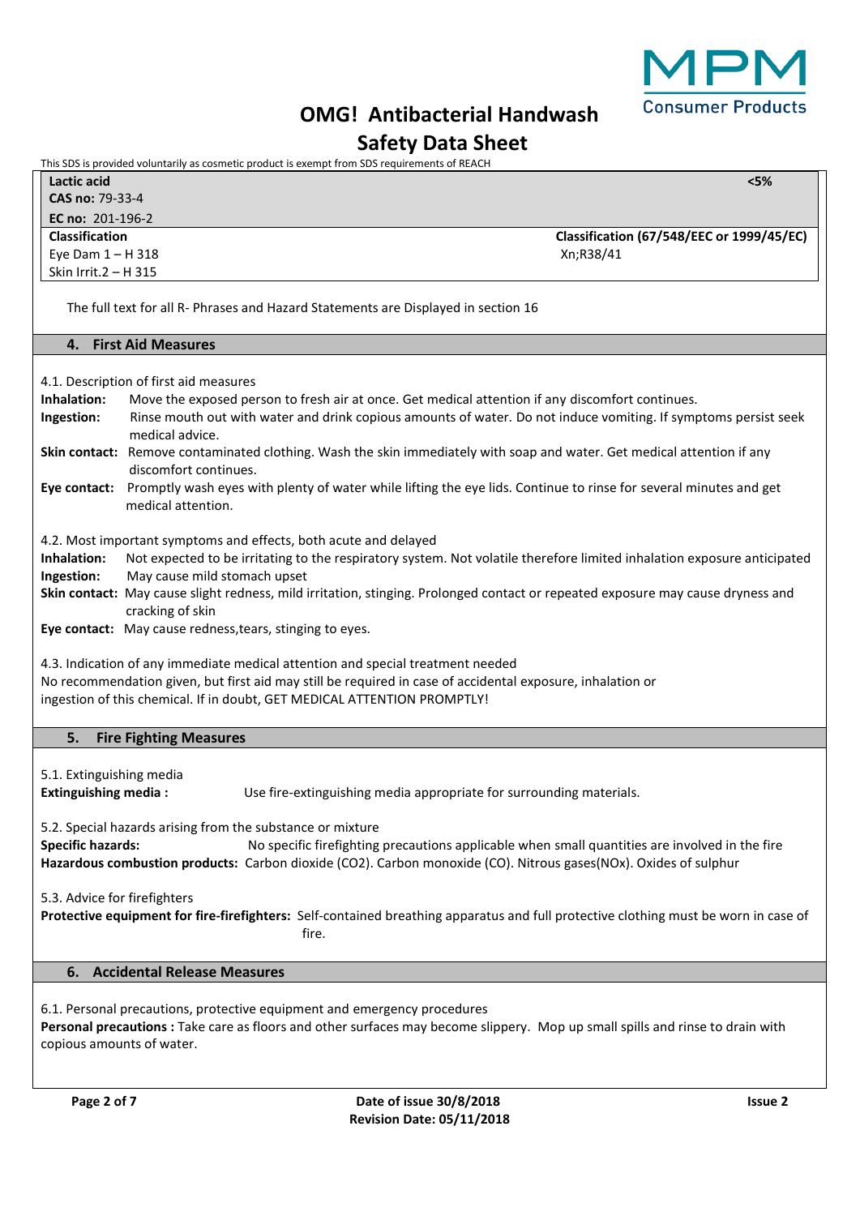This SDS is provided voluntarily as cosmetic product is exempt from SDS requirements of REACH

| **Lactic acid** | **<5%** |
| --- | --- |
| **CAS no:** 79-33-4 | |
| **EC no:** 201-196-2 | |
| **Classification** | **Classification (67/548/EEC or 1999/45/EC)** |
| Eye Dam 1 – H 318 | Xn;R38/41 |
| Skin Irrit.2 – H 315 | |

The full text for all R- Phrases and Hazard Statements are Displayed in section 16

## 4. First Aid Measures

4.1. Description of first aid measures

**Inhalation:** Move the exposed person to fresh air at once. Get medical attention if any discomfort continues.

**Ingestion:** Rinse mouth out with water and drink copious amounts of water. Do not induce vomiting. If symptoms persist seek medical advice.

**Skin contact:** Remove contaminated clothing. Wash the skin immediately with soap and water. Get medical attention if any discomfort continues.

**Eye contact:** Promptly wash eyes with plenty of water while lifting the eye lids. Continue to rinse for several minutes and get medical attention.

4.2. Most important symptoms and effects, both acute and delayed

**Inhalation:** Not expected to be irritating to the respiratory system. Not volatile therefore limited inhalation exposure anticipated

**Ingestion:** May cause mild stomach upset

**Skin contact:** May cause slight redness, mild irritation, stinging. Prolonged contact or repeated exposure may cause dryness and cracking of skin

**Eye contact:** May cause redness,tears, stinging to eyes.

4.3. Indication of any immediate medical attention and special treatment needed

No recommendation given, but first aid may still be required in case of accidental exposure, inhalation or ingestion of this chemical. If in doubt, GET MEDICAL ATTENTION PROMPTLY!

## 5. Fire Fighting Measures

5.1. Extinguishing media

**Extinguishing media :** Use fire-extinguishing media appropriate for surrounding materials.

5.2. Special hazards arising from the substance or mixture

**Specific hazards:** No specific firefighting precautions applicable when small quantities are involved in the fire

**Hazardous combustion products:** Carbon dioxide ($CO_2$). Carbon monoxide (CO). Nitrous gases($NO_x$). Oxides of sulphur

5.3. Advice for firefighters

**Protective equipment for fire-firefighters:** Self-contained breathing apparatus and full protective clothing must be worn in case of fire.

## 6. Accidental Release Measures

6.1. Personal precautions, protective equipment and emergency procedures

**Personal precautions :** Take care as floors and other surfaces may become slippery. Mop up small spills and rinse to drain with copious amounts of water.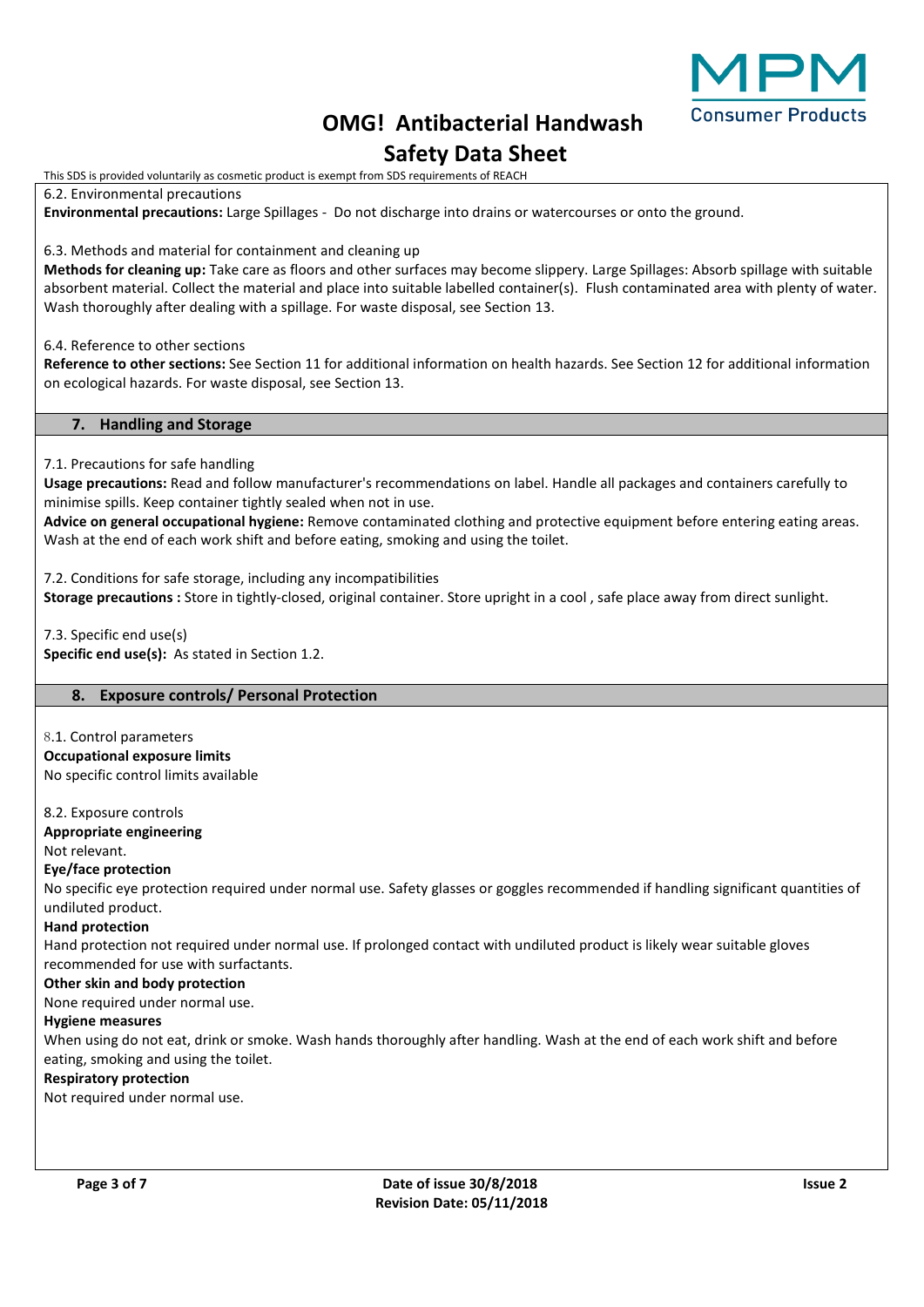6.2. Environmental precautions

**Environmental precautions:** Large Spillages - Do not discharge into drains or watercourses or onto the ground.

6.3. Methods and material for containment and cleaning up

**Methods for cleaning up:** Take care as floors and other surfaces may become slippery. Large Spillages: Absorb spillage with suitable absorbent material. Collect the material and place into suitable labelled container(s). Flush contaminated area with plenty of water. Wash thoroughly after dealing with a spillage. For waste disposal, see Section 13.

6.4. Reference to other sections

**Reference to other sections:** See Section 11 for additional information on health hazards. See Section 12 for additional information on ecological hazards. For waste disposal, see Section 13.

## 7. Handling and Storage

7.1. Precautions for safe handling

**Usage precautions:** Read and follow manufacturer's recommendations on label. Handle all packages and containers carefully to minimise spills. Keep container tightly sealed when not in use.

**Advice on general occupational hygiene:** Remove contaminated clothing and protective equipment before entering eating areas. Wash at the end of each work shift and before eating, smoking and using the toilet.

7.2. Conditions for safe storage, including any incompatibilities

**Storage precautions :** Store in tightly-closed, original container. Store upright in a cool , safe place away from direct sunlight.

7.3. Specific end use(s)

**Specific end use(s):** As stated in Section 1.2.

## 8. Exposure controls/ Personal Protection

8.1. Control parameters

**Occupational exposure limits**

No specific control limits available

8.2. Exposure controls

**Appropriate engineering**

Not relevant.

**Eye/face protection**

No specific eye protection required under normal use. Safety glasses or goggles recommended if handling significant quantities of undiluted product.

**Hand protection**

Hand protection not required under normal use. If prolonged contact with undiluted product is likely wear suitable gloves recommended for use with surfactants.

**Other skin and body protection**

None required under normal use.

**Hygiene measures**

When using do not eat, drink or smoke. Wash hands thoroughly after handling. Wash at the end of each work shift and before eating, smoking and using the toilet.

**Respiratory protection**

Not required under normal use.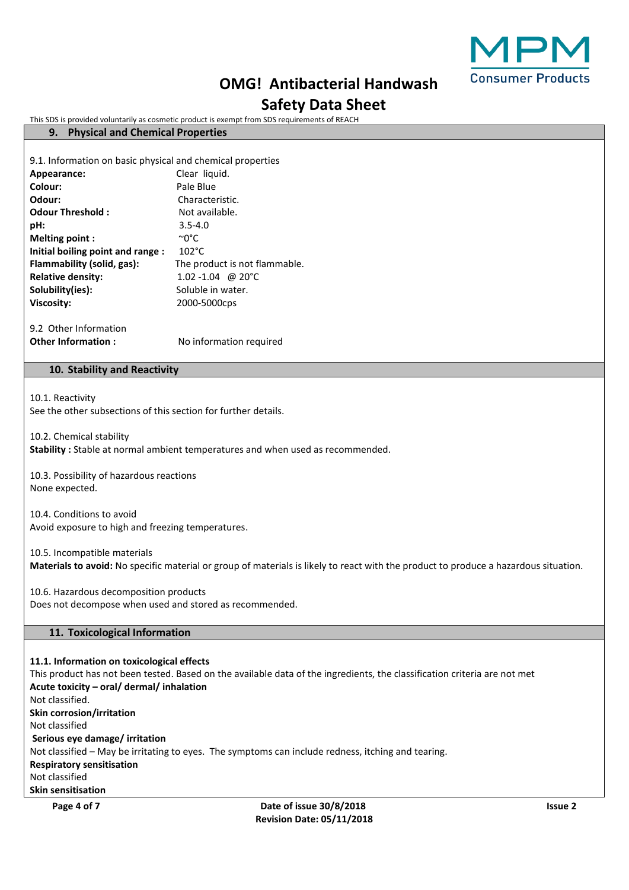## 9. Physical and Chemical Properties

9.1. Information on basic physical and chemical properties

**Appearance:** Clear liquid.
**Colour:** Pale Blue
**Odour:** Characteristic.
**Odour Threshold :** Not available.
**pH:** 3.5-4.0
**Melting point :** ~0°C
**Initial boiling point and range :** 102°C
**Flammability (solid, gas):** The product is not flammable.
**Relative density:** 1.02 -1.04 @ 20°C
**Solubility(ies):** Soluble in water.
**Viscosity:** 2000-5000cps

9.2 Other Information
**Other Information :** No information required

## 10. Stability and Reactivity

10.1. Reactivity
See the other subsections of this section for further details.

10.2. Chemical stability
**Stability :** Stable at normal ambient temperatures and when used as recommended.

10.3. Possibility of hazardous reactions
None expected.

10.4. Conditions to avoid
Avoid exposure to high and freezing temperatures.

10.5. Incompatible materials
**Materials to avoid:** No specific material or group of materials is likely to react with the product to produce a hazardous situation.

10.6. Hazardous decomposition products
Does not decompose when used and stored as recommended.

## 11. Toxicological Information

**11.1. Information on toxicological effects**
This product has not been tested. Based on the available data of the ingredients, the classification criteria are not met
**Acute toxicity – oral/ dermal/ inhalation**
Not classified.
**Skin corrosion/irritation**
Not classified
**Serious eye damage/ irritation**
Not classified – May be irritating to eyes. The symptoms can include redness, itching and tearing.
**Respiratory sensitisation**
Not classified
**Skin sensitisation**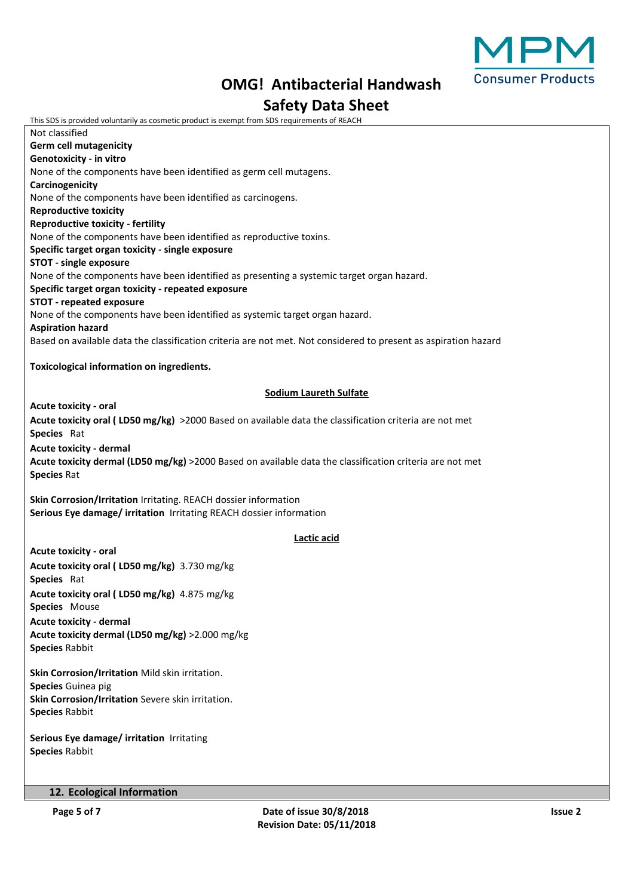Not classified

**Germ cell mutagenicity**

**Genotoxicity - in vitro**

None of the components have been identified as germ cell mutagens.

**Carcinogenicity**

None of the components have been identified as carcinogens.

**Reproductive toxicity**

**Reproductive toxicity - fertility**

None of the components have been identified as reproductive toxins.

**Specific target organ toxicity - single exposure**

**STOT - single exposure**

None of the components have been identified as presenting a systemic target organ hazard.

**Specific target organ toxicity - repeated exposure**

**STOT - repeated exposure**

None of the components have been identified as systemic target organ hazard.

**Aspiration hazard**

Based on available data the classification criteria are not met. Not considered to present as aspiration hazard

**Toxicological information on ingredients.**

### Sodium Laureth Sulfate

**Acute toxicity - oral**

**Acute toxicity oral ( LD50 mg/kg)** >2000 Based on available data the classification criteria are not met

**Species** Rat

**Acute toxicity - dermal**

**Acute toxicity dermal (LD50 mg/kg)** >2000 Based on available data the classification criteria are not met

**Species** Rat

**Skin Corrosion/Irritation** Irritating. REACH dossier information

**Serious Eye damage/ irritation** Irritating REACH dossier information

### Lactic acid

**Acute toxicity - oral**

**Acute toxicity oral ( LD50 mg/kg)** 3.730 mg/kg

**Species** Rat

**Acute toxicity oral ( LD50 mg/kg)** 4.875 mg/kg

**Species** Mouse

**Acute toxicity - dermal**

**Acute toxicity dermal (LD50 mg/kg)** >2.000 mg/kg

**Species** Rabbit

**Skin Corrosion/Irritation** Mild skin irritation.

**Species** Guinea pig

**Skin Corrosion/Irritation** Severe skin irritation.

**Species** Rabbit

**Serious Eye damage/ irritation** Irritating

**Species** Rabbit

## 12. Ecological Information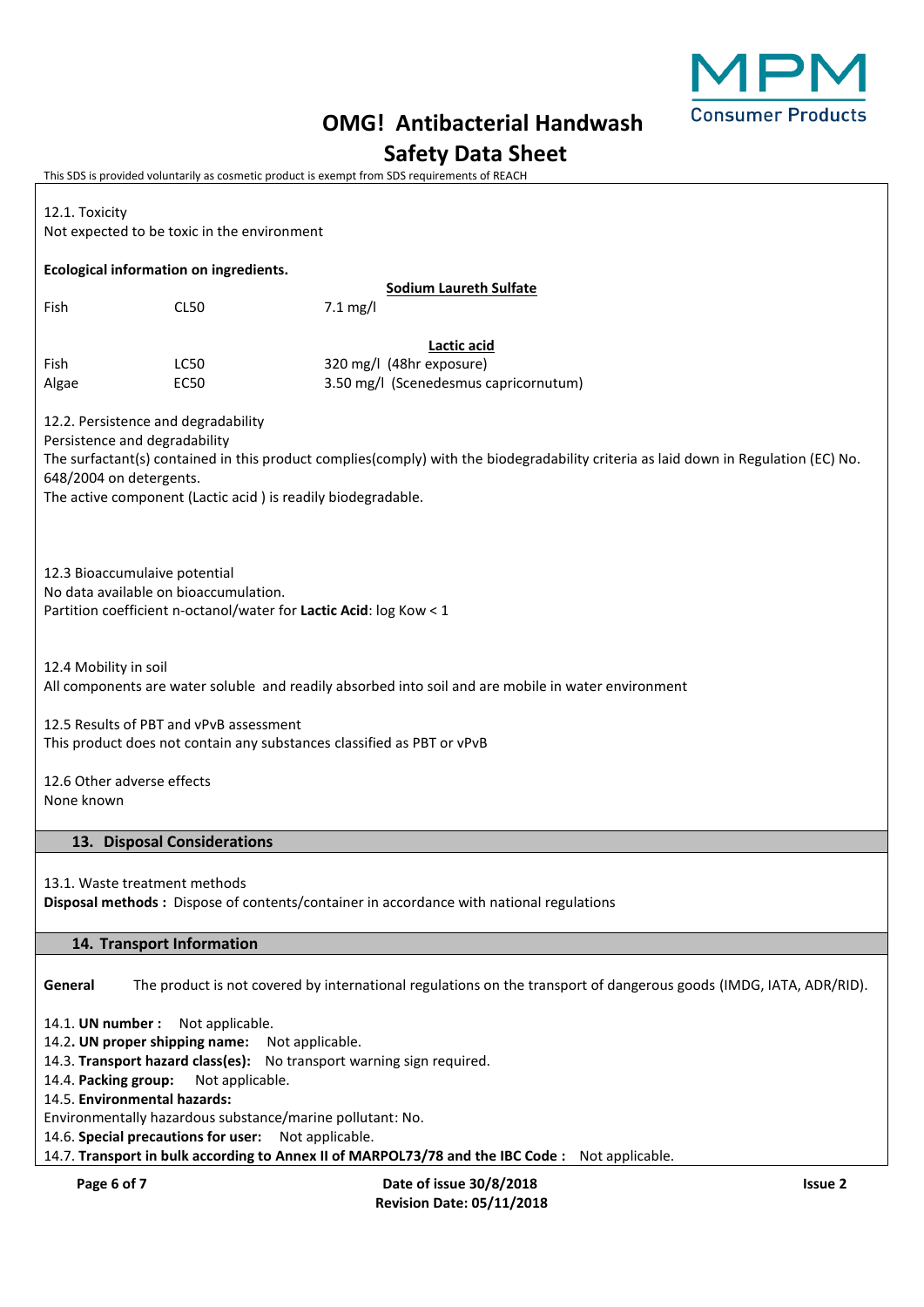12.1. Toxicity
Not expected to be toxic in the environment

**Ecological information on ingredients.**

**Sodium Laureth Sulfate**

| | | |
|---|---|---|
| Fish | CL50 | 7.1 mg/l |

**Lactic acid**

| | | |
|---|---|---|
| Fish | LC50 | 320 mg/l (48hr exposure) |
| Algae | EC50 | 3.50 mg/l (Scenedesmus capricornutum) |

12.2. Persistence and degradability
Persistence and degradability
The surfactant(s) contained in this product complies(comply) with the biodegradability criteria as laid down in Regulation (EC) No. 648/2004 on detergents.
The active component (Lactic acid ) is readily biodegradable.

12.3 Bioaccumulaive potential
No data available on bioaccumulation.
Partition coefficient n-octanol/water for **Lactic Acid**: log Kow < 1

12.4 Mobility in soil
All components are water soluble and readily absorbed into soil and are mobile in water environment

12.5 Results of PBT and vPvB assessment
This product does not contain any substances classified as PBT or vPvB

12.6 Other adverse effects
None known

## 13. Disposal Considerations

13.1. Waste treatment methods
**Disposal methods :** Dispose of contents/container in accordance with national regulations

## 14. Transport Information

**General** The product is not covered by international regulations on the transport of dangerous goods (IMDG, IATA, ADR/RID).

14.1. **UN number :** Not applicable.
14.2. **UN proper shipping name:** Not applicable.
14.3. **Transport hazard class(es):** No transport warning sign required.
14.4. **Packing group:** Not applicable.
14.5. **Environmental hazards:**
Environmentally hazardous substance/marine pollutant: No.
14.6. **Special precautions for user:** Not applicable.
14.7. **Transport in bulk according to Annex II of MARPOL73/78 and the IBC Code :** Not applicable.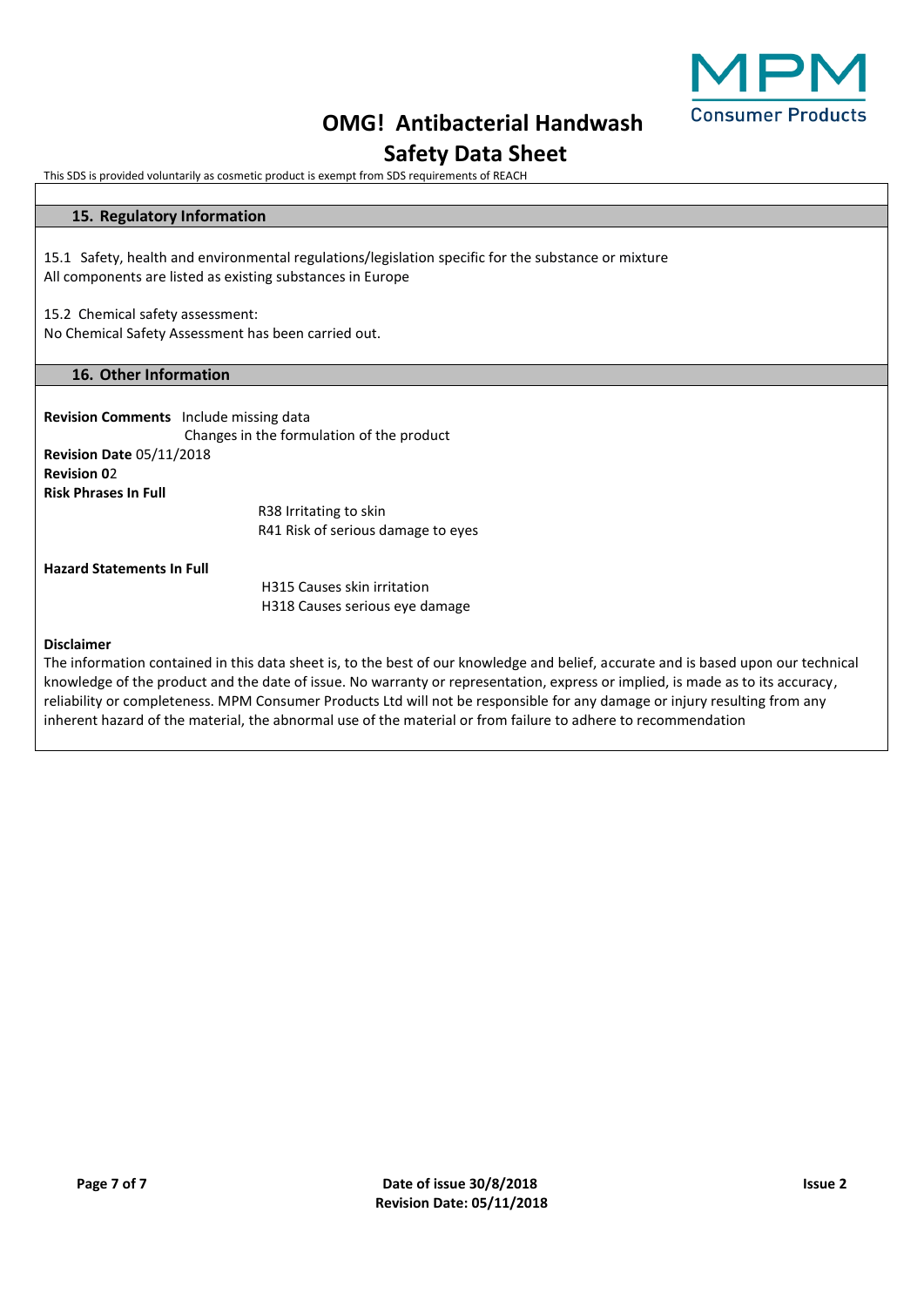## 15. Regulatory Information

15.1 Safety, health and environmental regulations/legislation specific for the substance or mixture
All components are listed as existing substances in Europe

15.2 Chemical safety assessment:
No Chemical Safety Assessment has been carried out.

## 16. Other Information

**Revision Comments** Include missing data
Changes in the formulation of the product

**Revision Date** 05/11/2018

**Revision 0**2

**Risk Phrases In Full**

R38 Irritating to skin
R41 Risk of serious damage to eyes

**Hazard Statements In Full**

H315 Causes skin irritation
H318 Causes serious eye damage

**Disclaimer**

The information contained in this data sheet is, to the best of our knowledge and belief, accurate and is based upon our technical knowledge of the product and the date of issue. No warranty or representation, express or implied, is made as to its accuracy, reliability or completeness. MPM Consumer Products Ltd will not be responsible for any damage or injury resulting from any inherent hazard of the material, the abnormal use of the material or from failure to adhere to recommendation